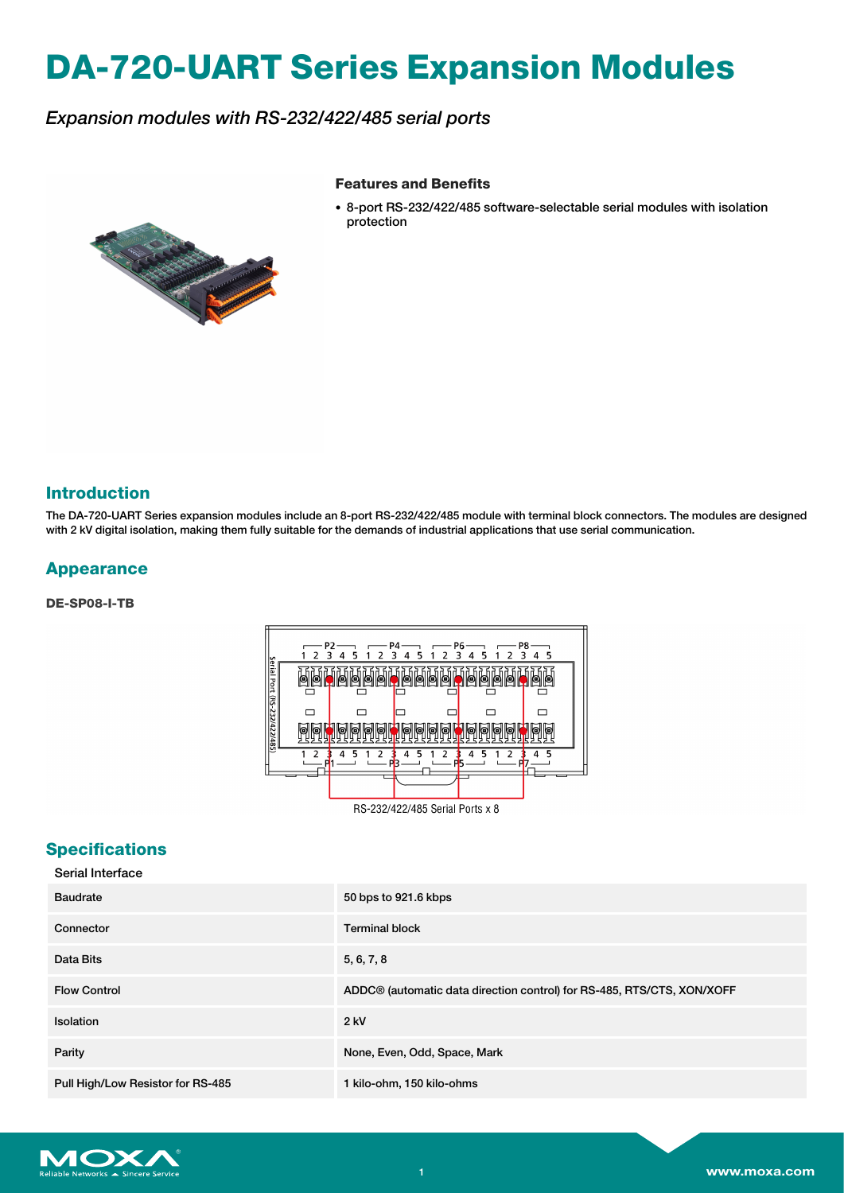# DA-720-UART Series Expansion Modules

*Expansion modules with RS-232/422/485 serial ports*

### Features and Benefits

- 8-port RS-232/422/485 software-selectable serial modules with isolation protection

## Introduction

The DA-720-UART Series expansion modules include an 8-port RS-232/422/485 module with terminal block connectors. The modules are designed with 2 kV digital isolation, making them fully suitable for the demands of industrial applications that use serial communication.

## Appearance

**DE-SP08-I-TB**

RS-232/422/485 Serial Ports x 8

## Specifications

### Serial Interface

| | |
|---|---|
| Baudrate | 50 bps to 921.6 kbps |
| Connector | Terminal block |
| Data Bits | 5, 6, 7, 8 |
| Flow Control | ADDC® (automatic data direction control) for RS-485, RTS/CTS, XON/XOFF |
| Isolation | 2 kV |
| Parity | None, Even, Odd, Space, Mark |
| Pull High/Low Resistor for RS-485 | 1 kilo-ohm, 150 kilo-ohms |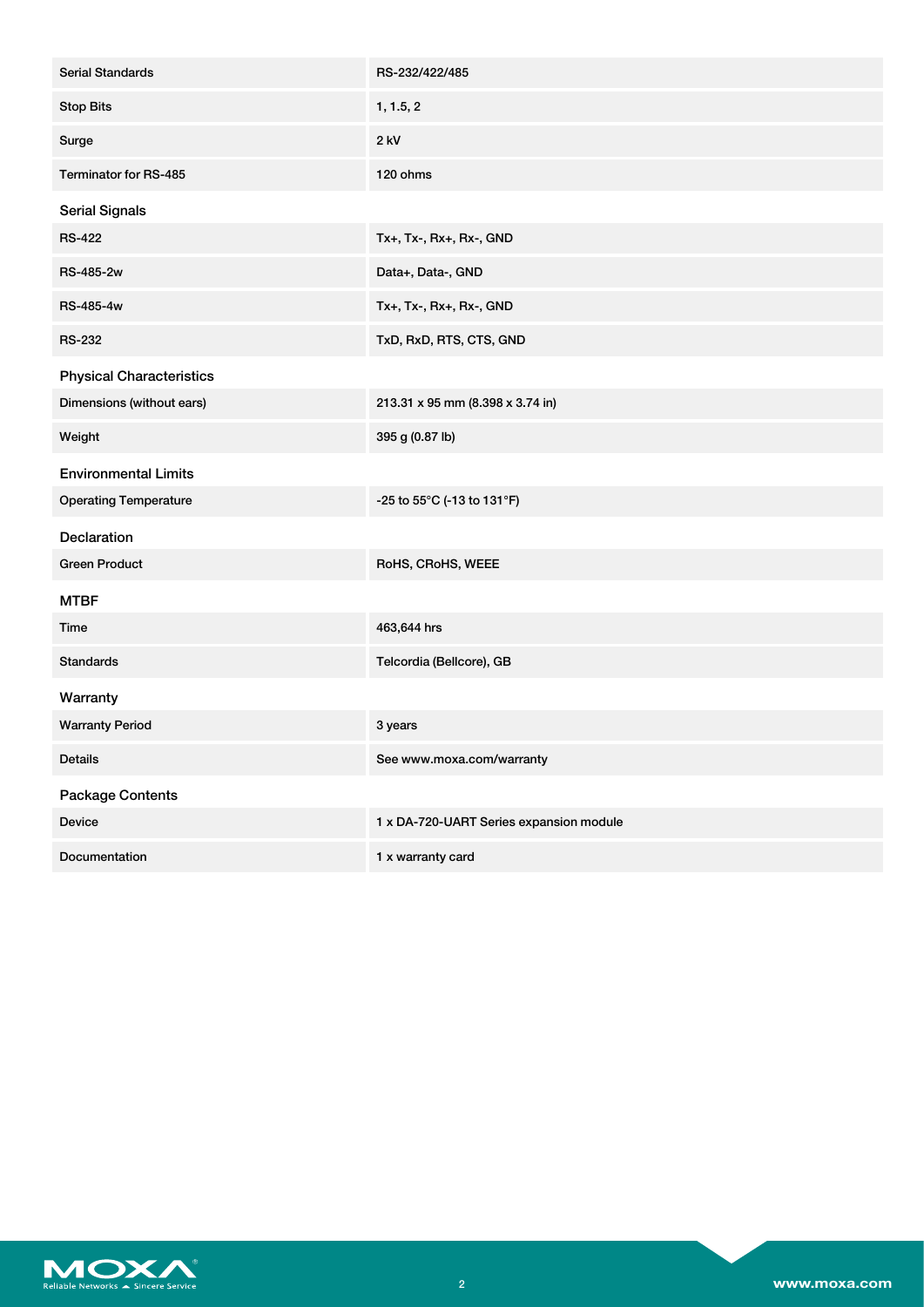| | |
|---|---|
| Serial Standards | RS-232/422/485 |
| Stop Bits | 1, 1.5, 2 |
| Surge | 2 kV |
| Terminator for RS-485 | 120 ohms |

### Serial Signals

| | |
|---|---|
| RS-422 | Tx+, Tx-, Rx+, Rx-, GND |
| RS-485-2w | Data+, Data-, GND |
| RS-485-4w | Tx+, Tx-, Rx+, Rx-, GND |
| RS-232 | TxD, RxD, RTS, CTS, GND |

### Physical Characteristics

| | |
|---|---|
| Dimensions (without ears) | 213.31 x 95 mm (8.398 x 3.74 in) |
| Weight | 395 g (0.87 lb) |

### Environmental Limits

| | |
|---|---|
| Operating Temperature | -25 to 55°C (-13 to 131°F) |

### Declaration

| | |
|---|---|
| Green Product | RoHS, CRoHS, WEEE |

### MTBF

| | |
|---|---|
| Time | 463,644 hrs |
| Standards | Telcordia (Bellcore), GB |

### Warranty

| | |
|---|---|
| Warranty Period | 3 years |
| Details | See www.moxa.com/warranty |

### Package Contents

| | |
|---|---|
| Device | 1 x DA-720-UART Series expansion module |
| Documentation | 1 x warranty card |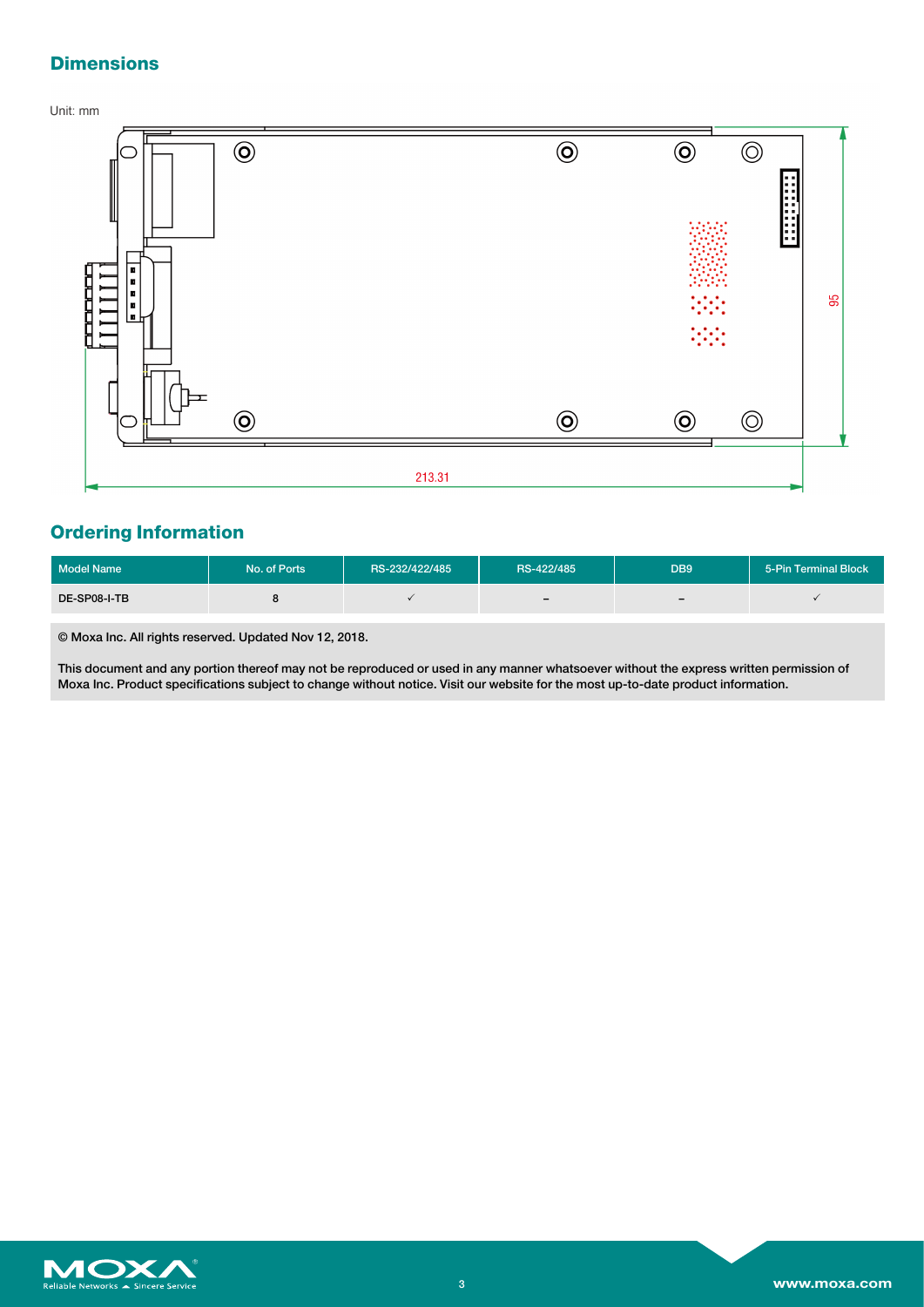## Dimensions

Unit: mm

95

213.31

## Ordering Information

| Model Name | No. of Ports | RS-232/422/485 | RS-422/485 | DB9 | 5-Pin Terminal Block |
|---|---|---|---|---|---|
| DE-SP08-I-TB | 8 | ✓ | – | – | ✓ |

© Moxa Inc. All rights reserved. Updated Nov 12, 2018.

This document and any portion thereof may not be reproduced or used in any manner whatsoever without the express written permission of Moxa Inc. Product specifications subject to change without notice. Visit our website for the most up-to-date product information.